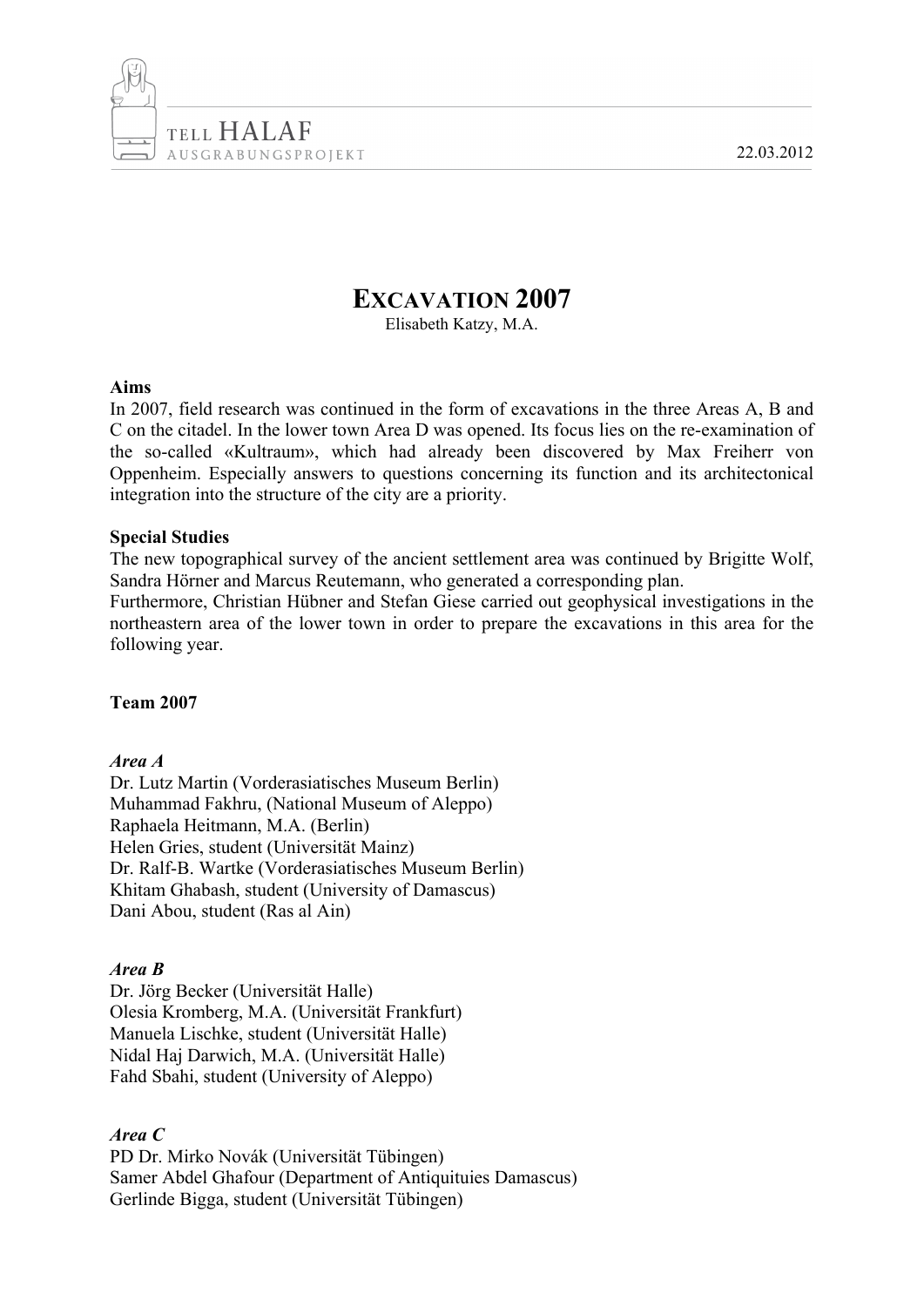# EXCAVATION 2007

Elisabeth Katzy, M.A.

**Aims**

In 2007, field research was continued in the form of excavations in the three Areas A, B and C on the citadel. In the lower town Area D was opened. Its focus lies on the re-examination of the so-called «Kultraum», which had already been discovered by Max Freiherr von Oppenheim. Especially answers to questions concerning its function and its architectonical integration into the structure of the city are a priority.

**Special Studies**

The new topographical survey of the ancient settlement area was continued by Brigitte Wolf, Sandra Hörner and Marcus Reutemann, who generated a corresponding plan.

Furthermore, Christian Hübner and Stefan Giese carried out geophysical investigations in the northeastern area of the lower town in order to prepare the excavations in this area for the following year.

**Team 2007**

***Area A***

Dr. Lutz Martin (Vorderasiatisches Museum Berlin)
Muhammad Fakhru, (National Museum of Aleppo)
Raphaela Heitmann, M.A. (Berlin)
Helen Gries, student (Universität Mainz)
Dr. Ralf-B. Wartke (Vorderasiatisches Museum Berlin)
Khitam Ghabash, student (University of Damascus)
Dani Abou, student (Ras al Ain)

***Area B***

Dr. Jörg Becker (Universität Halle)
Olesia Kromberg, M.A. (Universität Frankfurt)
Manuela Lischke, student (Universität Halle)
Nidal Haj Darwich, M.A. (Universität Halle)
Fahd Sbahi, student (University of Aleppo)

***Area C***

PD Dr. Mirko Novák (Universität Tübingen)
Samer Abdel Ghafour (Department of Antiquituies Damascus)
Gerlinde Bigga, student (Universität Tübingen)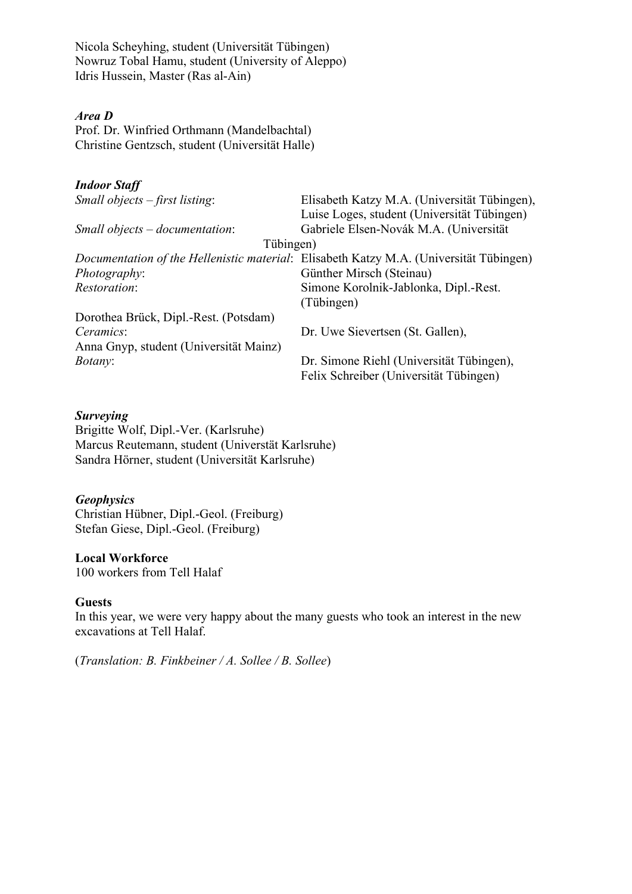Nicola Scheyhing, student (Universität Tübingen)
Nowruz Tobal Hamu, student (University of Aleppo)
Idris Hussein, Master (Ras al-Ain)

***Area D***

Prof. Dr. Winfried Orthmann (Mandelbachtal)
Christine Gentzsch, student (Universität Halle)

***Indoor Staff***

*Small objects – first listing*: Elisabeth Katzy M.A. (Universität Tübingen), Luise Loges, student (Universität Tübingen)
*Small objects – documentation*: Gabriele Elsen-Novák M.A. (Universität Tübingen)
*Documentation of the Hellenistic material*: Elisabeth Katzy M.A. (Universität Tübingen)
*Photography*: Günther Mirsch (Steinau)
*Restoration*: Simone Korolnik-Jablonka, Dipl.-Rest. (Tübingen)
Dorothea Brück, Dipl.-Rest. (Potsdam)
*Ceramics*: Dr. Uwe Sievertsen (St. Gallen),
Anna Gnyp, student (Universität Mainz)
*Botany*: Dr. Simone Riehl (Universität Tübingen), Felix Schreiber (Universität Tübingen)

***Surveying***

Brigitte Wolf, Dipl.-Ver. (Karlsruhe)
Marcus Reutemann, student (Universtät Karlsruhe)
Sandra Hörner, student (Universität Karlsruhe)

***Geophysics***

Christian Hübner, Dipl.-Geol. (Freiburg)
Stefan Giese, Dipl.-Geol. (Freiburg)

**Local Workforce**

100 workers from Tell Halaf

**Guests**

In this year, we were very happy about the many guests who took an interest in the new excavations at Tell Halaf.

(*Translation: B. Finkbeiner / A. Sollee / B. Sollee*)